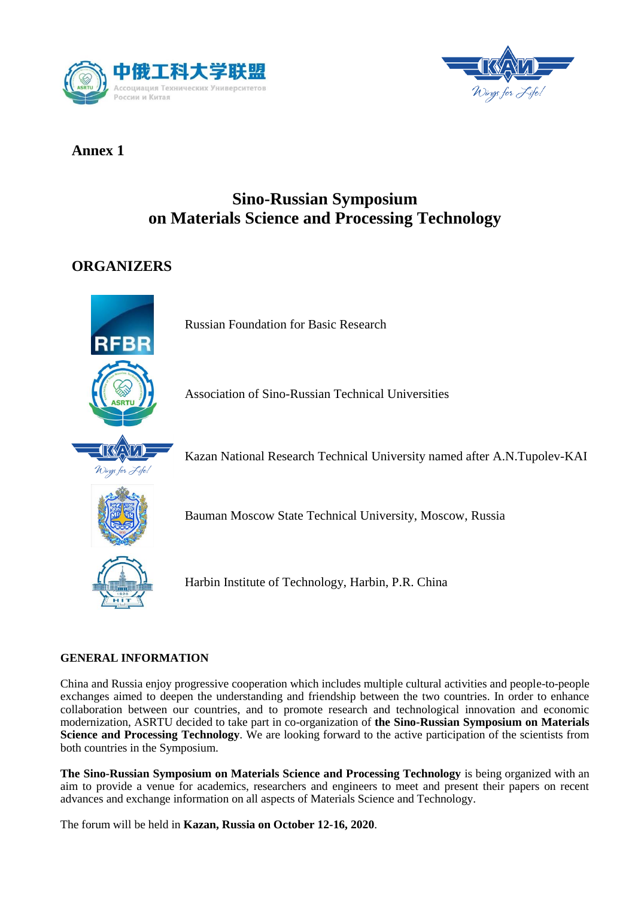**Annex 1**

# Sino-Russian Symposium on Materials Science and Processing Technology

## ORGANIZERS

Russian Foundation for Basic Research

Association of Sino-Russian Technical Universities

Kazan National Research Technical University named after A.N.Tupolev-KAI

Bauman Moscow State Technical University, Moscow, Russia

Harbin Institute of Technology, Harbin, P.R. China

### GENERAL INFORMATION

China and Russia enjoy progressive cooperation which includes multiple cultural activities and people-to-people exchanges aimed to deepen the understanding and friendship between the two countries. In order to enhance collaboration between our countries, and to promote research and technological innovation and economic modernization, ASRTU decided to take part in co-organization of **the Sino-Russian Symposium on Materials Science and Processing Technology**. We are looking forward to the active participation of the scientists from both countries in the Symposium.

**The Sino-Russian Symposium on Materials Science and Processing Technology** is being organized with an aim to provide a venue for academics, researchers and engineers to meet and present their papers on recent advances and exchange information on all aspects of Materials Science and Technology.

The forum will be held in **Kazan, Russia on October 12-16, 2020**.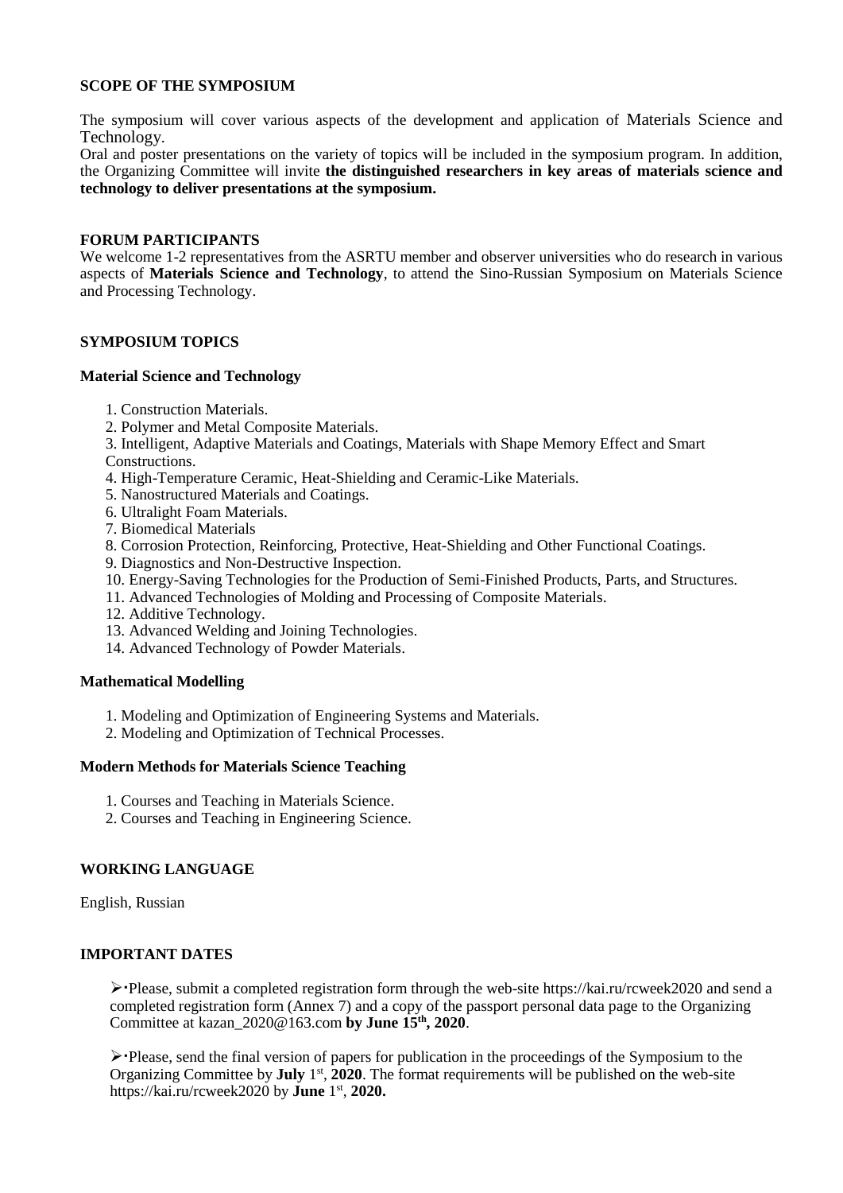## SCOPE OF THE SYMPOSIUM

The symposium will cover various aspects of the development and application of Materials Science and Technology.

Oral and poster presentations on the variety of topics will be included in the symposium program. In addition, the Organizing Committee will invite **the distinguished researchers in key areas of materials science and technology to deliver presentations at the symposium.**

## FORUM PARTICIPANTS

We welcome 1-2 representatives from the ASRTU member and observer universities who do research in various aspects of **Materials Science and Technology**, to attend the Sino-Russian Symposium on Materials Science and Processing Technology.

## SYMPOSIUM TOPICS

### Material Science and Technology

1. Construction Materials.
2. Polymer and Metal Composite Materials.
3. Intelligent, Adaptive Materials and Coatings, Materials with Shape Memory Effect and Smart Constructions.
4. High-Temperature Ceramic, Heat-Shielding and Ceramic-Like Materials.
5. Nanostructured Materials and Coatings.
6. Ultralight Foam Materials.
7. Biomedical Materials
8. Corrosion Protection, Reinforcing, Protective, Heat-Shielding and Other Functional Coatings.
9. Diagnostics and Non-Destructive Inspection.
10. Energy-Saving Technologies for the Production of Semi-Finished Products, Parts, and Structures.
11. Advanced Technologies of Molding and Processing of Composite Materials.
12. Additive Technology.
13. Advanced Welding and Joining Technologies.
14. Advanced Technology of Powder Materials.

### Mathematical Modelling

1. Modeling and Optimization of Engineering Systems and Materials.
2. Modeling and Optimization of Technical Processes.

### Modern Methods for Materials Science Teaching

1. Courses and Teaching in Materials Science.
2. Courses and Teaching in Engineering Science.

## WORKING LANGUAGE

English, Russian

## IMPORTANT DATES

- Please, submit a completed registration form through the web-site https://kai.ru/rcweek2020 and send a completed registration form (Annex 7) and a copy of the passport personal data page to the Organizing Committee at kazan_2020@163.com **by June 15th, 2020**.

- Please, send the final version of papers for publication in the proceedings of the Symposium to the Organizing Committee by **July 1st, 2020**. The format requirements will be published on the web-site https://kai.ru/rcweek2020 by **June 1st, 2020.**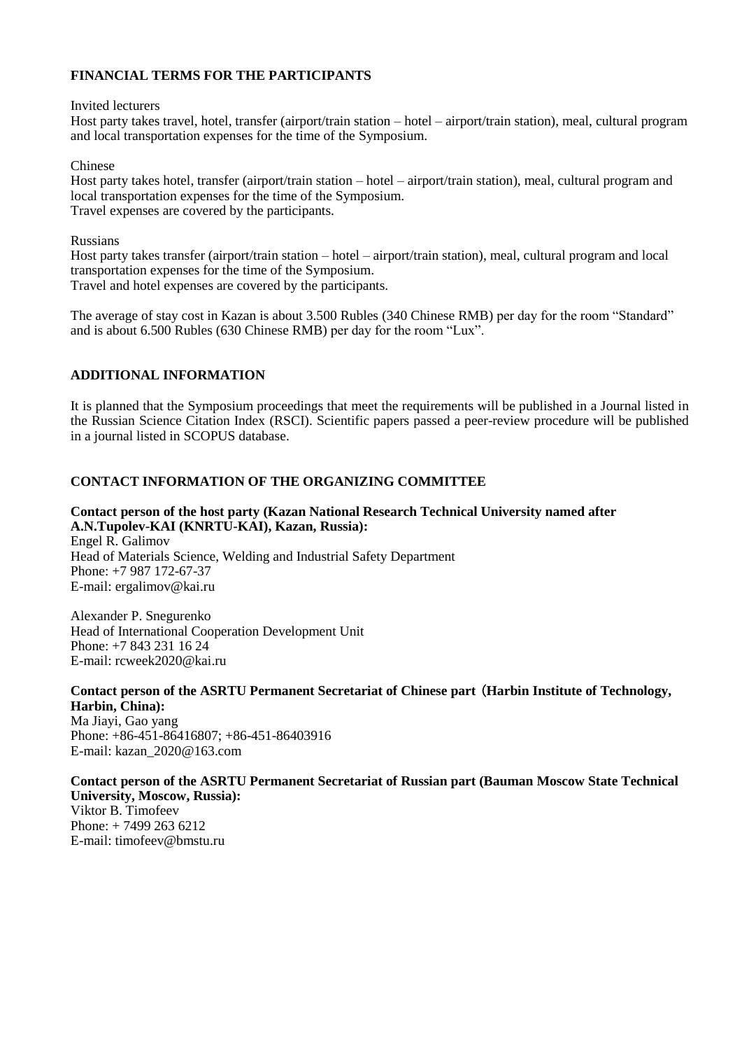## FINANCIAL TERMS FOR THE PARTICIPANTS

Invited lecturers

Host party takes travel, hotel, transfer (airport/train station – hotel – airport/train station), meal, cultural program and local transportation expenses for the time of the Symposium.

Chinese

Host party takes hotel, transfer (airport/train station – hotel – airport/train station), meal, cultural program and local transportation expenses for the time of the Symposium.
Travel expenses are covered by the participants.

Russians

Host party takes transfer (airport/train station – hotel – airport/train station), meal, cultural program and local transportation expenses for the time of the Symposium.
Travel and hotel expenses are covered by the participants.

The average of stay cost in Kazan is about 3.500 Rubles (340 Chinese RMB) per day for the room "Standard" and is about 6.500 Rubles (630 Chinese RMB) per day for the room "Lux".

## ADDITIONAL INFORMATION

It is planned that the Symposium proceedings that meet the requirements will be published in a Journal listed in the Russian Science Citation Index (RSCI). Scientific papers passed a peer-review procedure will be published in a journal listed in SCOPUS database.

## CONTACT INFORMATION OF THE ORGANIZING COMMITTEE

**Contact person of the host party (Kazan National Research Technical University named after A.N.Tupolev-KAI (KNRTU-KAI), Kazan, Russia):**

Engel R. Galimov
Head of Materials Science, Welding and Industrial Safety Department
Phone: +7 987 172-67-37
E-mail: ergalimov@kai.ru

Alexander P. Snegurenko
Head of International Cooperation Development Unit
Phone: +7 843 231 16 24
E-mail: rcweek2020@kai.ru

**Contact person of the ASRTU Permanent Secretariat of Chinese part（Harbin Institute of Technology, Harbin, China):**

Ma Jiayi, Gao yang
Phone: +86-451-86416807; +86-451-86403916
E-mail: kazan_2020@163.com

**Contact person of the ASRTU Permanent Secretariat of Russian part (Bauman Moscow State Technical University, Moscow, Russia):**

Viktor B. Timofeev
Phone: + 7499 263 6212
E-mail: timofeev@bmstu.ru